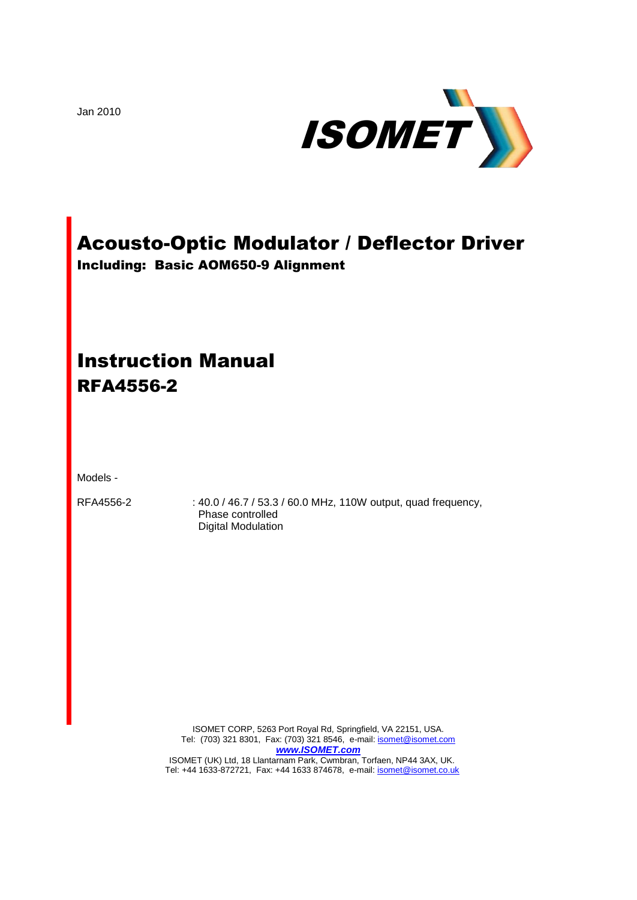Jan 2010

ISOMET

# Acousto-Optic Modulator / Deflector Driver

**Including: Basic AOM650-9 Alignment**

# Instruction Manual

## RFA4556-2

Models -

RFA4556-2 : 40.0 / 46.7 / 53.3 / 60.0 MHz, 110W output, quad frequency, Phase controlled Digital Modulation

ISOMET CORP, 5263 Port Royal Rd, Springfield, VA 22151, USA.
Tel: (703) 321 8301, Fax: (703) 321 8546, e-mail: isomet@isomet.com
***www.ISOMET.com***
ISOMET (UK) Ltd, 18 Llantarnam Park, Cwmbran, Torfaen, NP44 3AX, UK.
Tel: +44 1633-872721, Fax: +44 1633 874678, e-mail: isomet@isomet.co.uk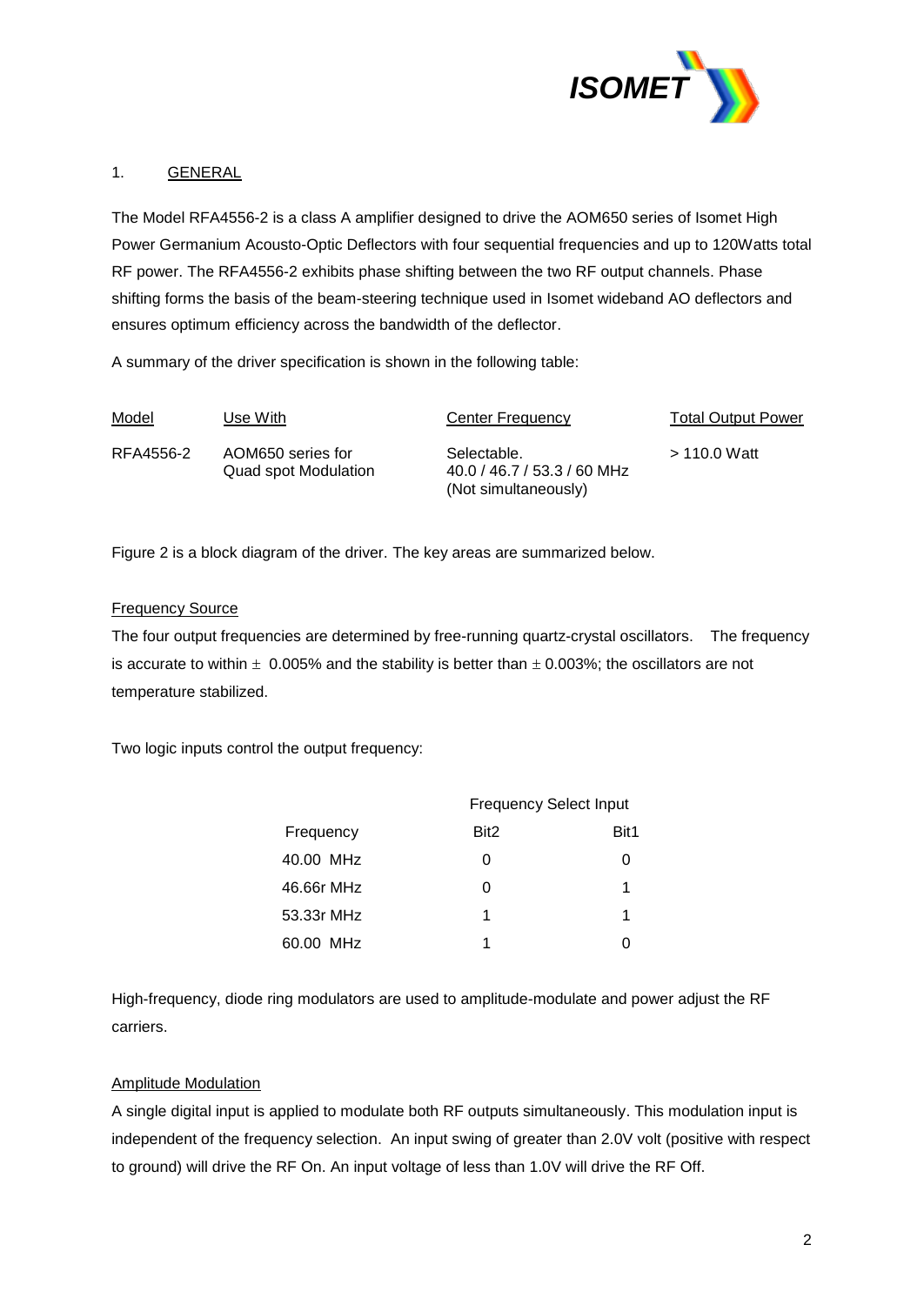## 1. GENERAL

The Model RFA4556-2 is a class A amplifier designed to drive the AOM650 series of Isomet High Power Germanium Acousto-Optic Deflectors with four sequential frequencies and up to 120Watts total RF power. The RFA4556-2 exhibits phase shifting between the two RF output channels. Phase shifting forms the basis of the beam-steering technique used in Isomet wideband AO deflectors and ensures optimum efficiency across the bandwidth of the deflector.

A summary of the driver specification is shown in the following table:

| Model | Use With | Center Frequency | Total Output Power |
|---|---|---|---|
| RFA4556-2 | AOM650 series for Quad spot Modulation | Selectable. 40.0 / 46.7 / 53.3 / 60 MHz (Not simultaneously) | > 110.0 Watt |

Figure 2 is a block diagram of the driver. The key areas are summarized below.

### Frequency Source

The four output frequencies are determined by free-running quartz-crystal oscillators. The frequency is accurate to within ± 0.005% and the stability is better than ± 0.003%; the oscillators are not temperature stabilized.

Two logic inputs control the output frequency:

| | Frequency Select Input | |
|---|---|---|
| Frequency | Bit2 | Bit1 |
| 40.00 MHz | 0 | 0 |
| 46.66r MHz | 0 | 1 |
| 53.33r MHz | 1 | 1 |
| 60.00 MHz | 1 | 0 |

High-frequency, diode ring modulators are used to amplitude-modulate and power adjust the RF carriers.

### Amplitude Modulation

A single digital input is applied to modulate both RF outputs simultaneously. This modulation input is independent of the frequency selection. An input swing of greater than 2.0V volt (positive with respect to ground) will drive the RF On. An input voltage of less than 1.0V will drive the RF Off.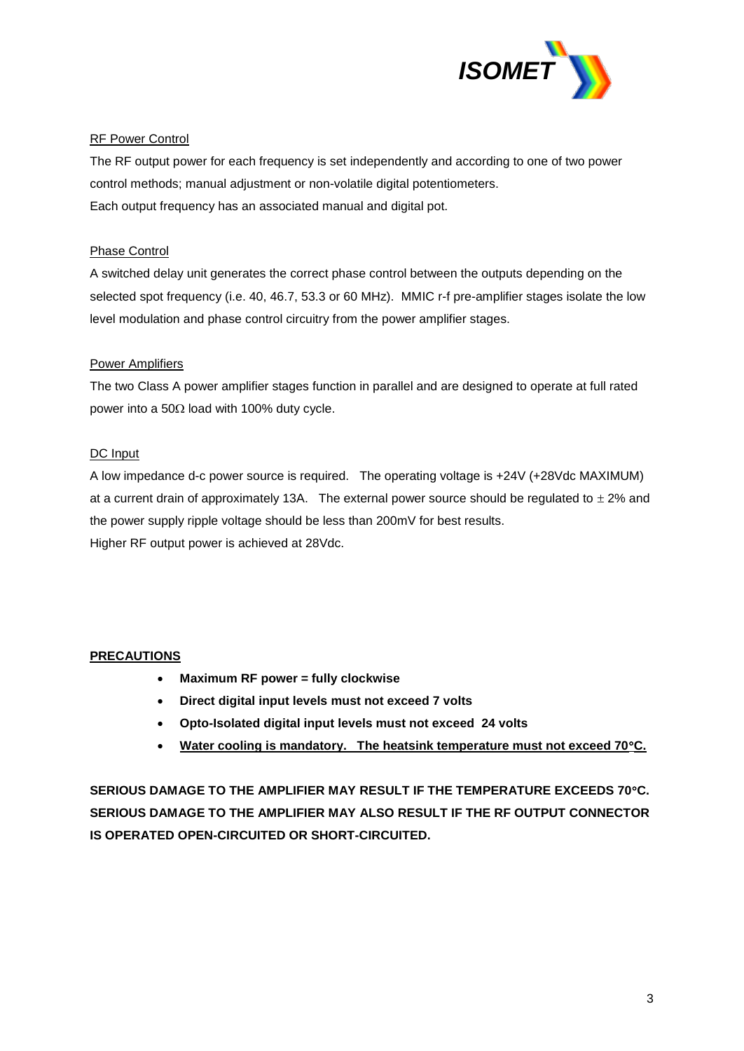RF Power Control

The RF output power for each frequency is set independently and according to one of two power control methods; manual adjustment or non-volatile digital potentiometers.
Each output frequency has an associated manual and digital pot.

Phase Control

A switched delay unit generates the correct phase control between the outputs depending on the selected spot frequency (i.e. 40, 46.7, 53.3 or 60 MHz). MMIC r-f pre-amplifier stages isolate the low level modulation and phase control circuitry from the power amplifier stages.

Power Amplifiers

The two Class A power amplifier stages function in parallel and are designed to operate at full rated power into a 50Ω load with 100% duty cycle.

DC Input

A low impedance d-c power source is required. The operating voltage is +24V (+28Vdc MAXIMUM) at a current drain of approximately 13A. The external power source should be regulated to ± 2% and the power supply ripple voltage should be less than 200mV for best results.
Higher RF output power is achieved at 28Vdc.

**PRECAUTIONS**

- **Maximum RF power = fully clockwise**
- **Direct digital input levels must not exceed 7 volts**
- **Opto-Isolated digital input levels must not exceed 24 volts**
- **Water cooling is mandatory. The heatsink temperature must not exceed 70°C.**

**SERIOUS DAMAGE TO THE AMPLIFIER MAY RESULT IF THE TEMPERATURE EXCEEDS 70°C. SERIOUS DAMAGE TO THE AMPLIFIER MAY ALSO RESULT IF THE RF OUTPUT CONNECTOR IS OPERATED OPEN-CIRCUITED OR SHORT-CIRCUITED.**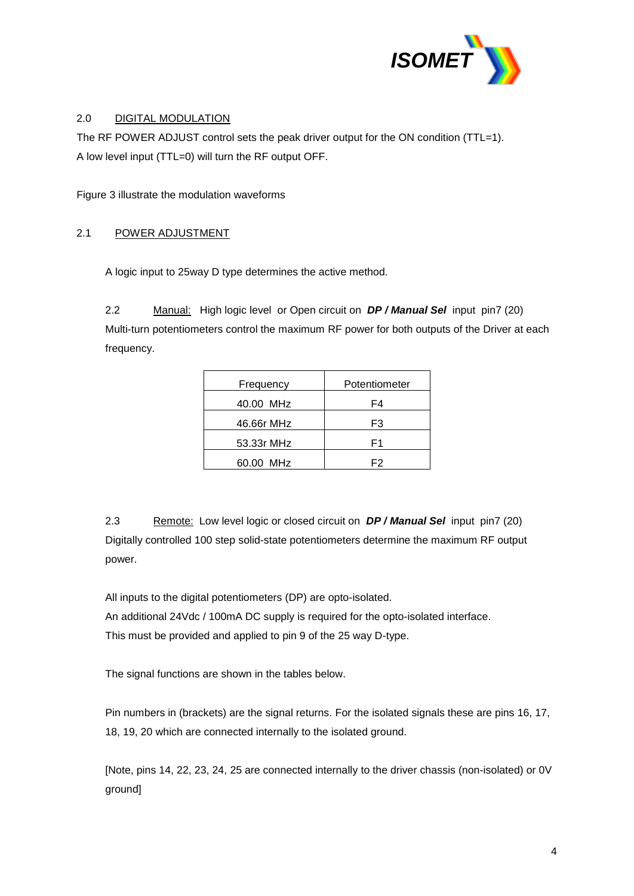## 2.0 DIGITAL MODULATION

The RF POWER ADJUST control sets the peak driver output for the ON condition (TTL=1).
A low level input (TTL=0) will turn the RF output OFF.

Figure 3 illustrate the modulation waveforms

## 2.1 POWER ADJUSTMENT

A logic input to 25way D type determines the active method.

2.2 Manual: High logic level or Open circuit on ***DP / Manual Sel*** input pin7 (20)
Multi-turn potentiometers control the maximum RF power for both outputs of the Driver at each frequency.

| Frequency | Potentiometer |
|---|---|
| 40.00 MHz | F4 |
| 46.66r MHz | F3 |
| 53.33r MHz | F1 |
| 60.00 MHz | F2 |

2.3 Remote: Low level logic or closed circuit on ***DP / Manual Sel*** input pin7 (20)
Digitally controlled 100 step solid-state potentiometers determine the maximum RF output power.

All inputs to the digital potentiometers (DP) are opto-isolated.
An additional 24Vdc / 100mA DC supply is required for the opto-isolated interface.
This must be provided and applied to pin 9 of the 25 way D-type.

The signal functions are shown in the tables below.

Pin numbers in (brackets) are the signal returns. For the isolated signals these are pins 16, 17, 18, 19, 20 which are connected internally to the isolated ground.

[Note, pins 14, 22, 23, 24, 25 are connected internally to the driver chassis (non-isolated) or 0V ground]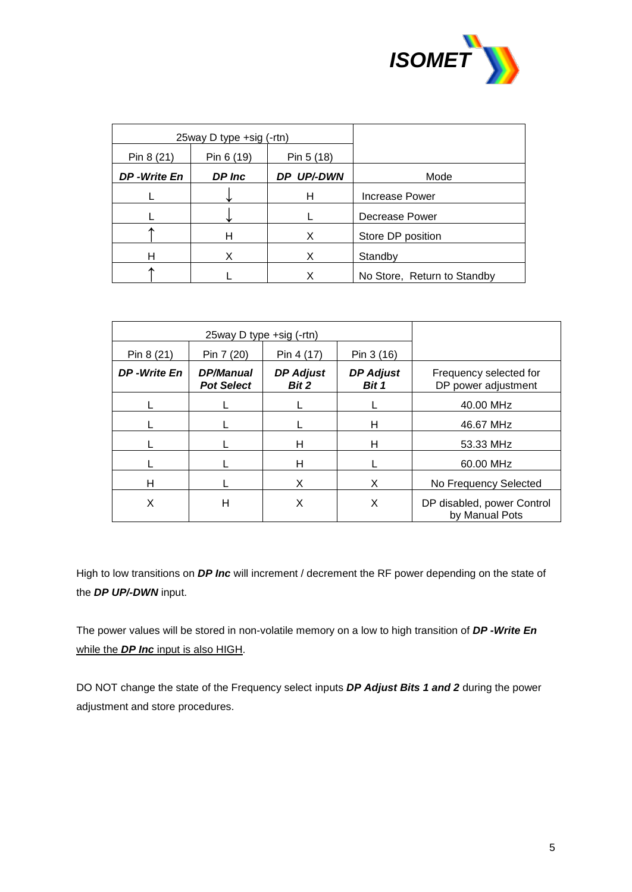| 25way D type +sig (-rtn) | | | |
|---|---|---|---|
| Pin 8 (21) | Pin 6 (19) | Pin 5 (18) | |
| ***DP -Write En*** | ***DP Inc*** | ***DP UP/-DWN*** | Mode |
| L | ↓ | H | Increase Power |
| L | ↓ | L | Decrease Power |
| ↑ | H | X | Store DP position |
| H | X | X | Standby |
| ↑ | L | X | No Store, Return to Standby |

| 25way D type +sig (-rtn) | | | | |
|---|---|---|---|---|
| Pin 8 (21) | Pin 7 (20) | Pin 4 (17) | Pin 3 (16) | |
| ***DP -Write En*** | ***DP/Manual Pot Select*** | ***DP Adjust Bit 2*** | ***DP Adjust Bit 1*** | Frequency selected for DP power adjustment |
| L | L | L | L | 40.00 MHz |
| L | L | L | H | 46.67 MHz |
| L | L | H | H | 53.33 MHz |
| L | L | H | L | 60.00 MHz |
| H | L | X | X | No Frequency Selected |
| X | H | X | X | DP disabled, power Control by Manual Pots |

High to low transitions on ***DP Inc*** will increment / decrement the RF power depending on the state of the ***DP UP/-DWN*** input.

The power values will be stored in non-volatile memory on a low to high transition of ***DP -Write En*** while the ***DP Inc*** input is also HIGH.

DO NOT change the state of the Frequency select inputs ***DP Adjust Bits 1 and 2*** during the power adjustment and store procedures.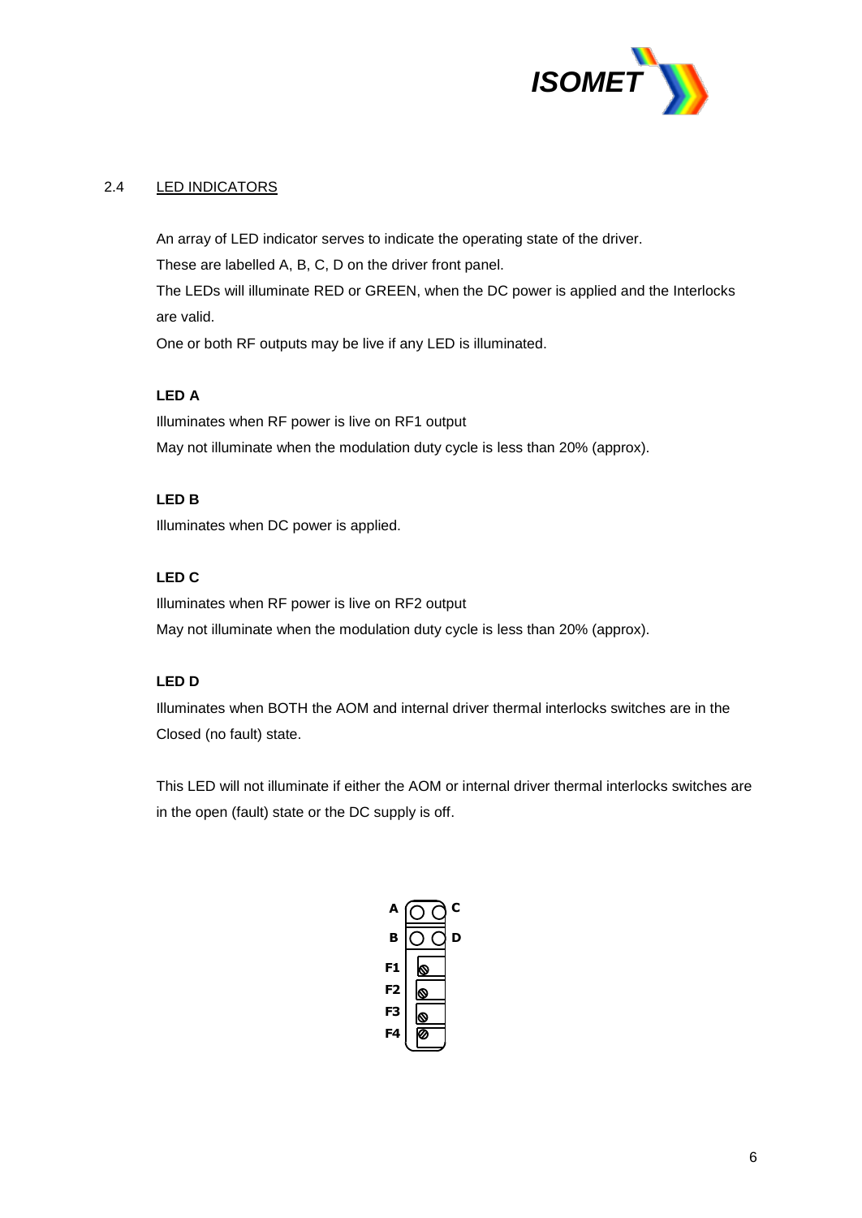## 2.4 LED INDICATORS

An array of LED indicator serves to indicate the operating state of the driver.

These are labelled A, B, C, D on the driver front panel.

The LEDs will illuminate RED or GREEN, when the DC power is applied and the Interlocks are valid.

One or both RF outputs may be live if any LED is illuminated.

**LED A**

Illuminates when RF power is live on RF1 output

May not illuminate when the modulation duty cycle is less than 20% (approx).

**LED B**

Illuminates when DC power is applied.

**LED C**

Illuminates when RF power is live on RF2 output

May not illuminate when the modulation duty cycle is less than 20% (approx).

**LED D**

Illuminates when BOTH the AOM and internal driver thermal interlocks switches are in the Closed (no fault) state.

This LED will not illuminate if either the AOM or internal driver thermal interlocks switches are in the open (fault) state or the DC supply is off.

A C

B D

F1

F2

F3

F4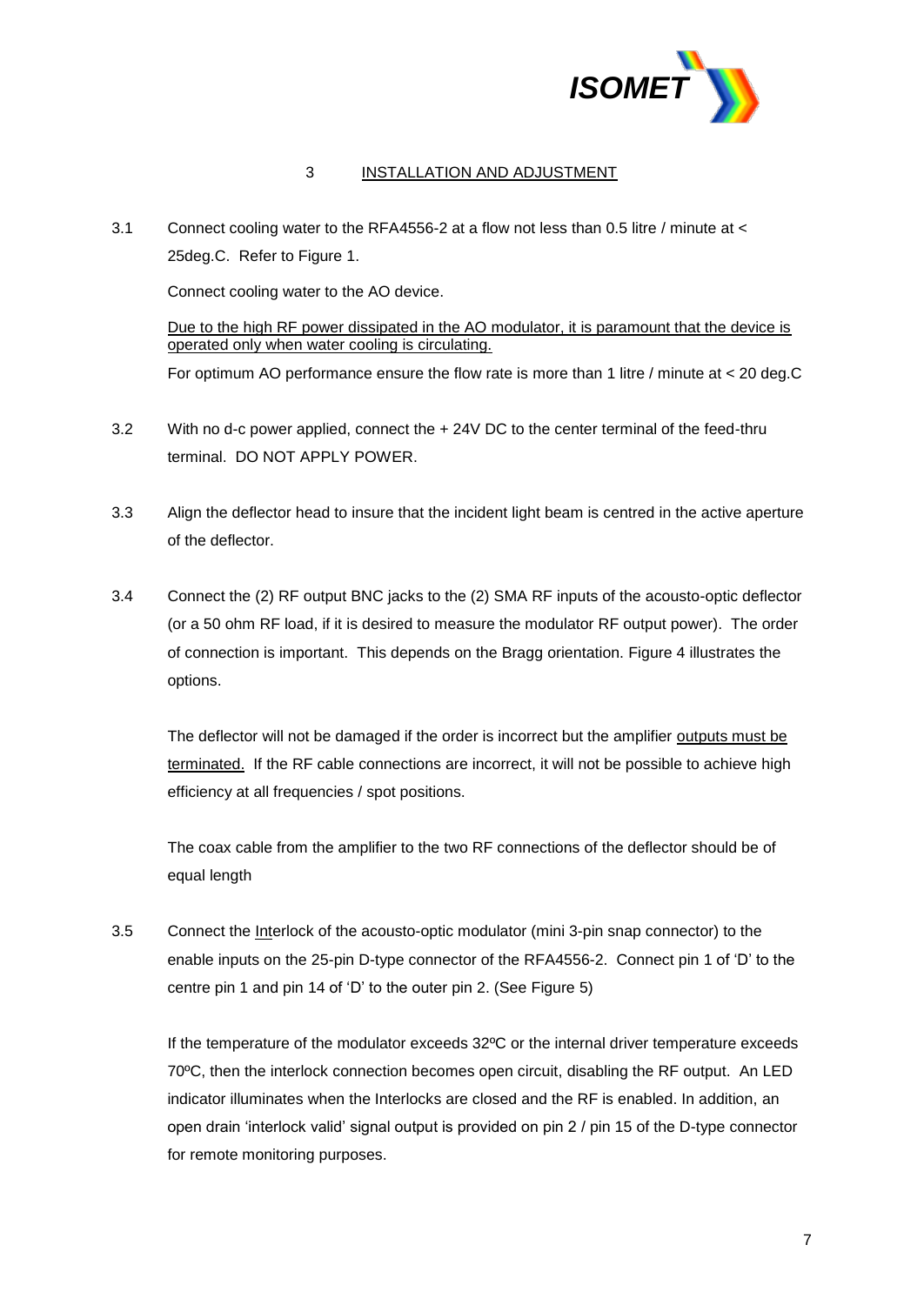## 3 INSTALLATION AND ADJUSTMENT

3.1 Connect cooling water to the RFA4556-2 at a flow not less than 0.5 litre / minute at < 25deg.C. Refer to Figure 1.

Connect cooling water to the AO device.

<u>Due to the high RF power dissipated in the AO modulator, it is paramount that the device is operated only when water cooling is circulating.</u>

For optimum AO performance ensure the flow rate is more than 1 litre / minute at < 20 deg.C

3.2 With no d-c power applied, connect the + 24V DC to the center terminal of the feed-thru terminal. DO NOT APPLY POWER.

3.3 Align the deflector head to insure that the incident light beam is centred in the active aperture of the deflector.

3.4 Connect the (2) RF output BNC jacks to the (2) SMA RF inputs of the acousto-optic deflector (or a 50 ohm RF load, if it is desired to measure the modulator RF output power). The order of connection is important. This depends on the Bragg orientation. Figure 4 illustrates the options.

The deflector will not be damaged if the order is incorrect but the amplifier <u>outputs must be terminated.</u> If the RF cable connections are incorrect, it will not be possible to achieve high efficiency at all frequencies / spot positions.

The coax cable from the amplifier to the two RF connections of the deflector should be of equal length

3.5 Connect the <u>Int</u>erlock of the acousto-optic modulator (mini 3-pin snap connector) to the enable inputs on the 25-pin D-type connector of the RFA4556-2. Connect pin 1 of 'D' to the centre pin 1 and pin 14 of 'D' to the outer pin 2. (See Figure 5)

If the temperature of the modulator exceeds 32ºC or the internal driver temperature exceeds 70ºC, then the interlock connection becomes open circuit, disabling the RF output. An LED indicator illuminates when the Interlocks are closed and the RF is enabled. In addition, an open drain 'interlock valid' signal output is provided on pin 2 / pin 15 of the D-type connector for remote monitoring purposes.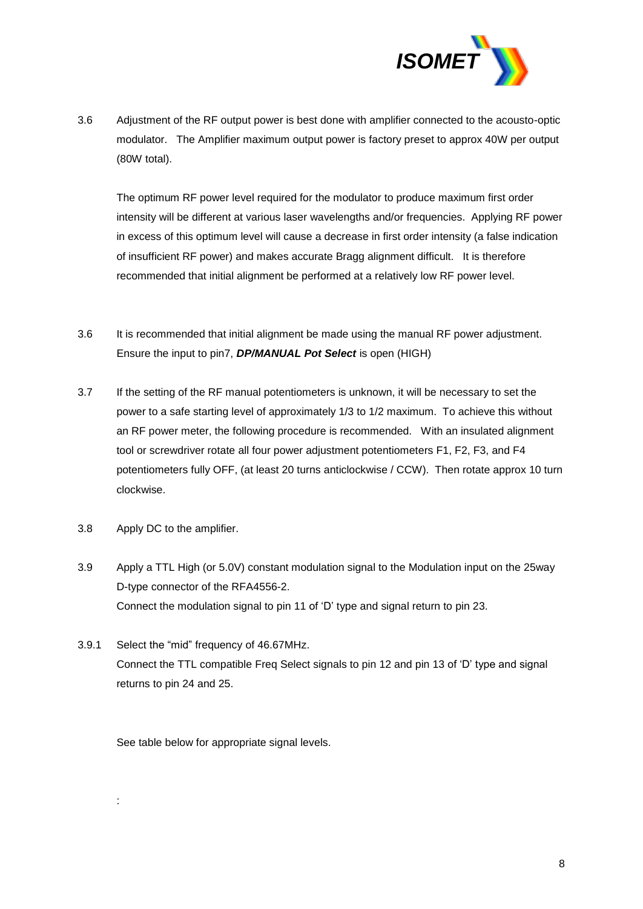3.6 Adjustment of the RF output power is best done with amplifier connected to the acousto-optic modulator. The Amplifier maximum output power is factory preset to approx 40W per output (80W total).

The optimum RF power level required for the modulator to produce maximum first order intensity will be different at various laser wavelengths and/or frequencies. Applying RF power in excess of this optimum level will cause a decrease in first order intensity (a false indication of insufficient RF power) and makes accurate Bragg alignment difficult. It is therefore recommended that initial alignment be performed at a relatively low RF power level.

3.6 It is recommended that initial alignment be made using the manual RF power adjustment. Ensure the input to pin7, ***DP/MANUAL Pot Select*** is open (HIGH)

3.7 If the setting of the RF manual potentiometers is unknown, it will be necessary to set the power to a safe starting level of approximately 1/3 to 1/2 maximum. To achieve this without an RF power meter, the following procedure is recommended. With an insulated alignment tool or screwdriver rotate all four power adjustment potentiometers F1, F2, F3, and F4 potentiometers fully OFF, (at least 20 turns anticlockwise / CCW). Then rotate approx 10 turn clockwise.

3.8 Apply DC to the amplifier.

3.9 Apply a TTL High (or 5.0V) constant modulation signal to the Modulation input on the 25way D-type connector of the RFA4556-2.
Connect the modulation signal to pin 11 of 'D' type and signal return to pin 23.

3.9.1 Select the "mid" frequency of 46.67MHz.
Connect the TTL compatible Freq Select signals to pin 12 and pin 13 of 'D' type and signal returns to pin 24 and 25.

See table below for appropriate signal levels.

: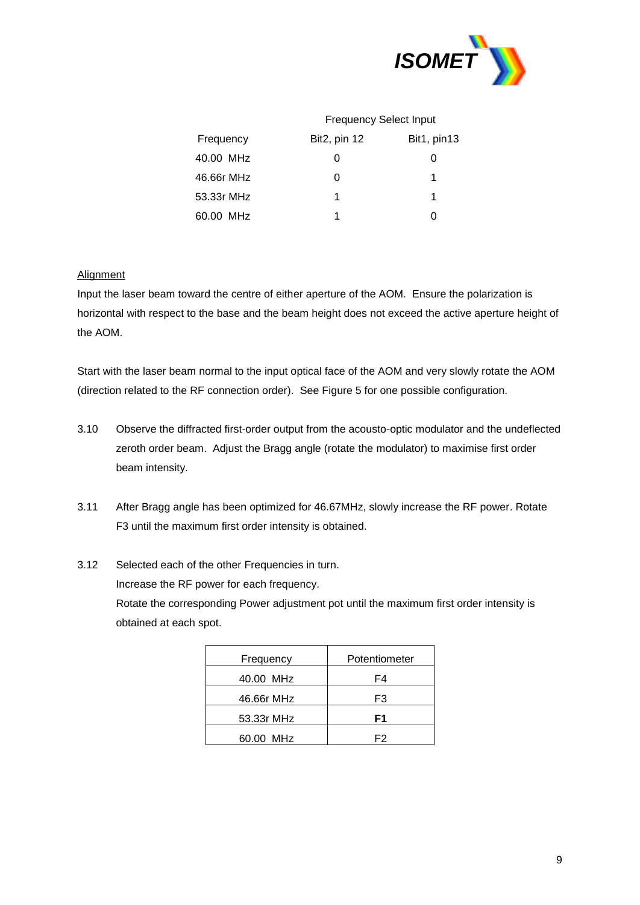| Frequency | Frequency Select Input | |
|---|---|---|
| | Bit2, pin 12 | Bit1, pin13 |
| 40.00 MHz | 0 | 0 |
| 46.66r MHz | 0 | 1 |
| 53.33r MHz | 1 | 1 |
| 60.00 MHz | 1 | 0 |

Alignment

Input the laser beam toward the centre of either aperture of the AOM. Ensure the polarization is horizontal with respect to the base and the beam height does not exceed the active aperture height of the AOM.

Start with the laser beam normal to the input optical face of the AOM and very slowly rotate the AOM (direction related to the RF connection order). See Figure 5 for one possible configuration.

3.10 Observe the diffracted first-order output from the acousto-optic modulator and the undeflected zeroth order beam. Adjust the Bragg angle (rotate the modulator) to maximise first order beam intensity.

3.11 After Bragg angle has been optimized for 46.67MHz, slowly increase the RF power. Rotate F3 until the maximum first order intensity is obtained.

3.12 Selected each of the other Frequencies in turn.
Increase the RF power for each frequency.
Rotate the corresponding Power adjustment pot until the maximum first order intensity is obtained at each spot.

| Frequency | Potentiometer |
|---|---|
| 40.00 MHz | F4 |
| 46.66r MHz | F3 |
| 53.33r MHz | **F1** |
| 60.00 MHz | F2 |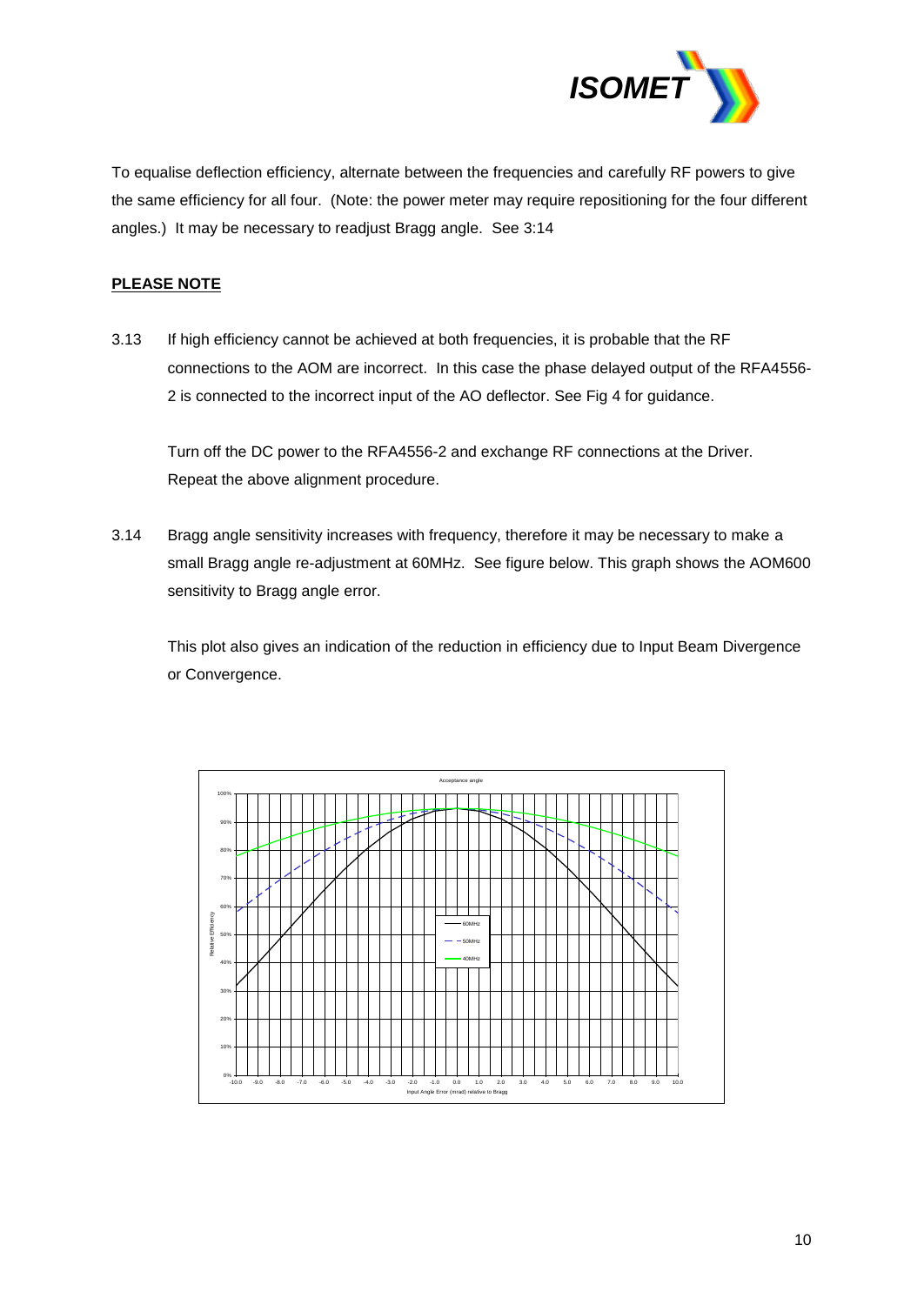To equalise deflection efficiency, alternate between the frequencies and carefully RF powers to give the same efficiency for all four. (Note: the power meter may require repositioning for the four different angles.) It may be necessary to readjust Bragg angle. See 3:14

**PLEASE NOTE**

3.13 If high efficiency cannot be achieved at both frequencies, it is probable that the RF connections to the AOM are incorrect. In this case the phase delayed output of the RFA4556-2 is connected to the incorrect input of the AO deflector. See Fig 4 for guidance.

Turn off the DC power to the RFA4556-2 and exchange RF connections at the Driver. Repeat the above alignment procedure.

3.14 Bragg angle sensitivity increases with frequency, therefore it may be necessary to make a small Bragg angle re-adjustment at 60MHz. See figure below. This graph shows the AOM600 sensitivity to Bragg angle error.

This plot also gives an indication of the reduction in efficiency due to Input Beam Divergence or Convergence.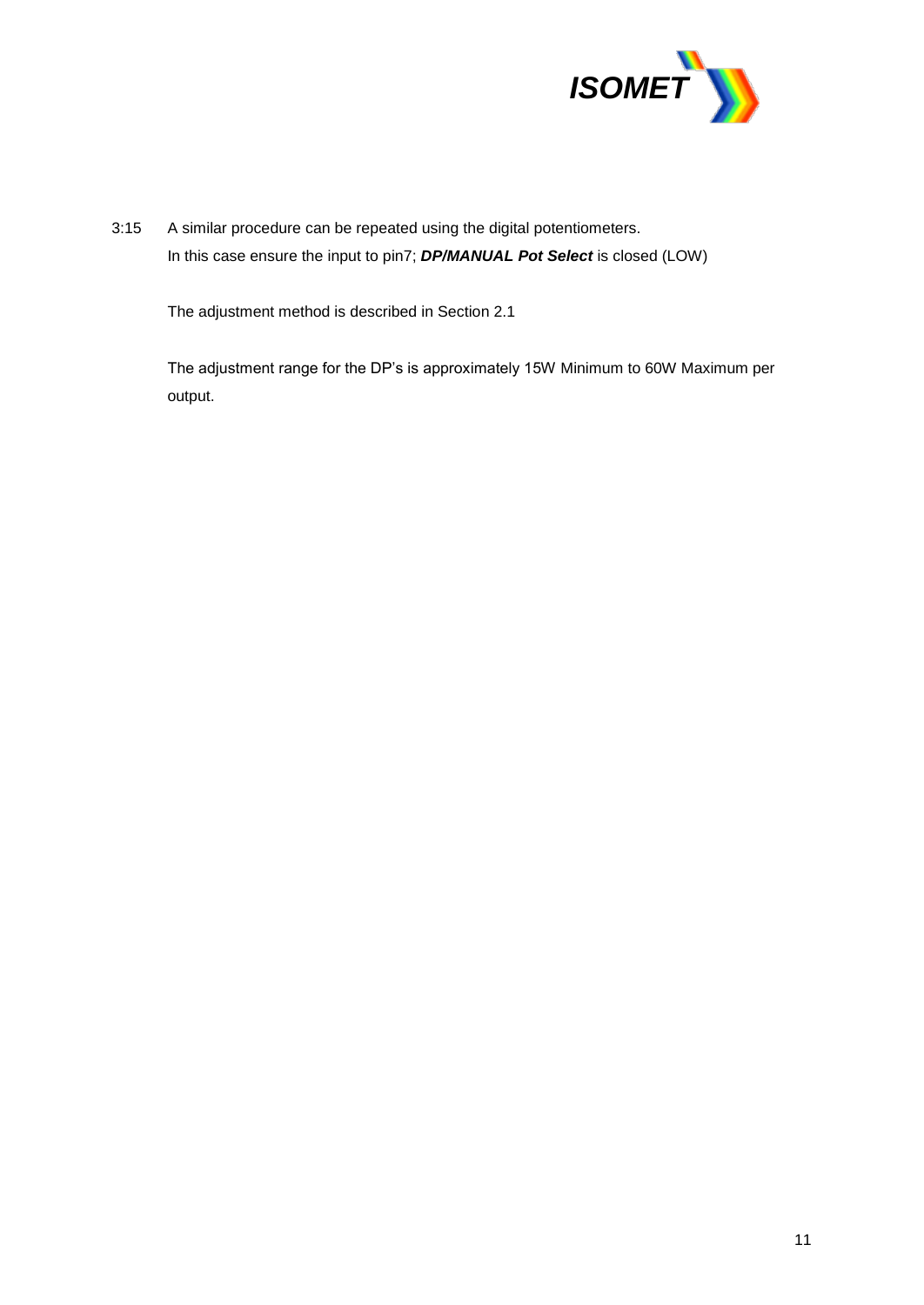3:15 A similar procedure can be repeated using the digital potentiometers.
In this case ensure the input to pin7; ***DP/MANUAL Pot Select*** is closed (LOW)

The adjustment method is described in Section 2.1

The adjustment range for the DP's is approximately 15W Minimum to 60W Maximum per output.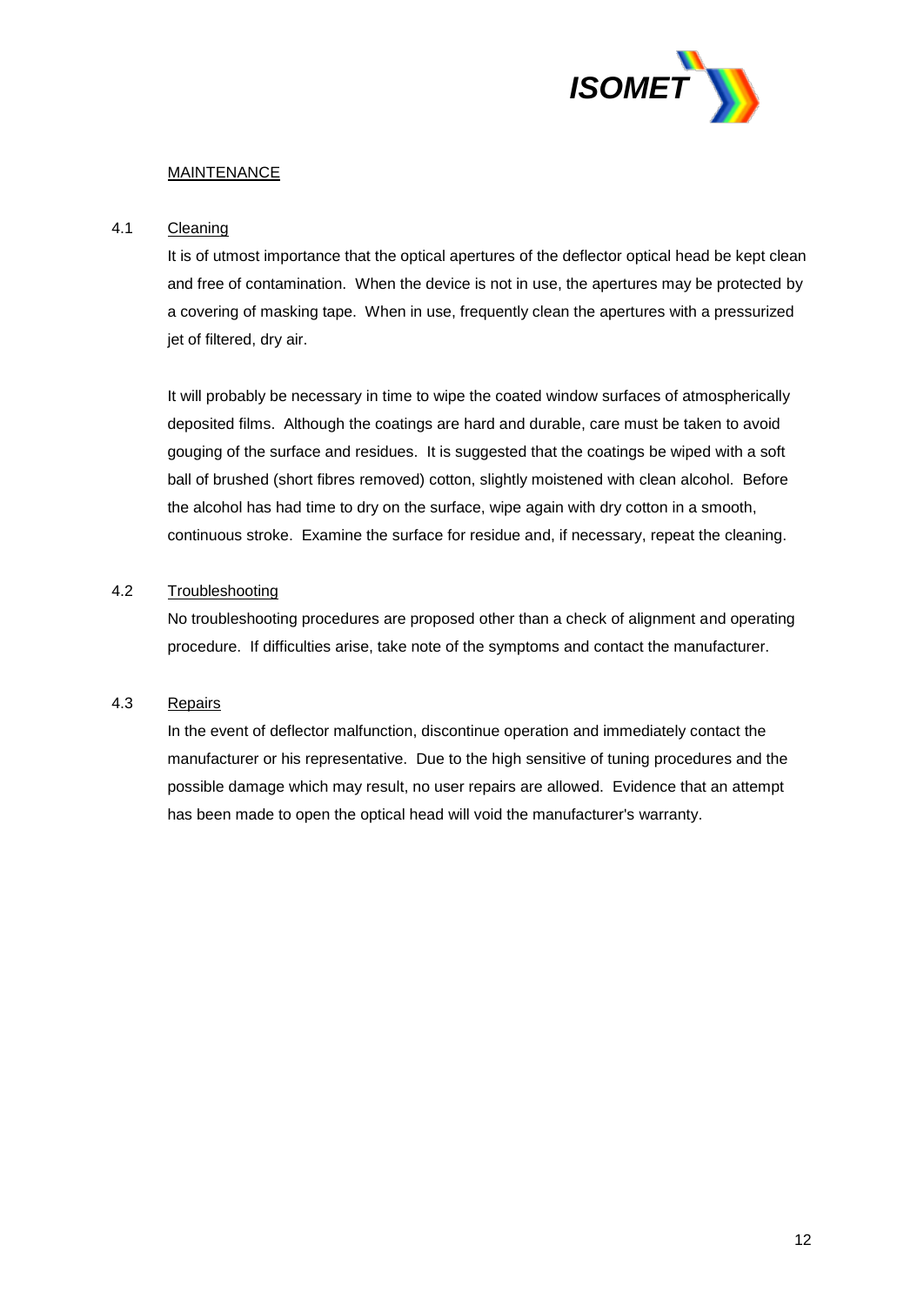## MAINTENANCE

### 4.1 Cleaning

It is of utmost importance that the optical apertures of the deflector optical head be kept clean and free of contamination. When the device is not in use, the apertures may be protected by a covering of masking tape. When in use, frequently clean the apertures with a pressurized jet of filtered, dry air.

It will probably be necessary in time to wipe the coated window surfaces of atmospherically deposited films. Although the coatings are hard and durable, care must be taken to avoid gouging of the surface and residues. It is suggested that the coatings be wiped with a soft ball of brushed (short fibres removed) cotton, slightly moistened with clean alcohol. Before the alcohol has had time to dry on the surface, wipe again with dry cotton in a smooth, continuous stroke. Examine the surface for residue and, if necessary, repeat the cleaning.

### 4.2 Troubleshooting

No troubleshooting procedures are proposed other than a check of alignment and operating procedure. If difficulties arise, take note of the symptoms and contact the manufacturer.

### 4.3 Repairs

In the event of deflector malfunction, discontinue operation and immediately contact the manufacturer or his representative. Due to the high sensitive of tuning procedures and the possible damage which may result, no user repairs are allowed. Evidence that an attempt has been made to open the optical head will void the manufacturer's warranty.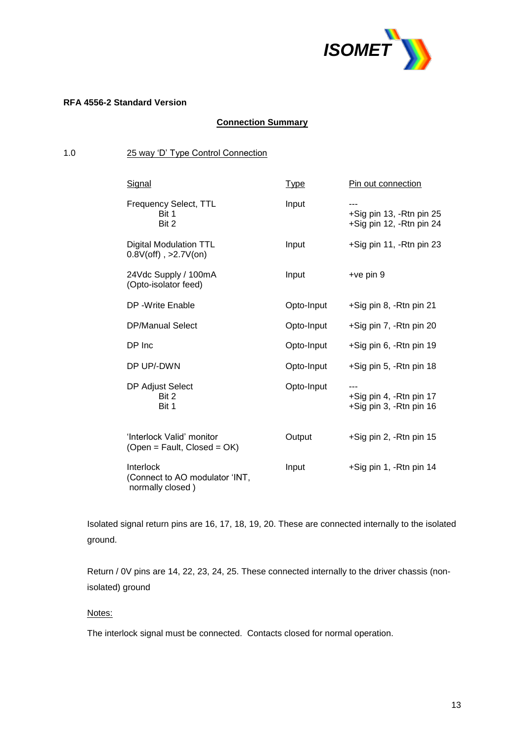**RFA 4556-2 Standard Version**

## Connection Summary

1.0 25 way 'D' Type Control Connection

| Signal | Type | Pin out connection |
|---|---|---|
| Frequency Select, TTL<br>Bit 1<br>Bit 2 | Input | ---<br>+Sig pin 13, -Rtn pin 25<br>+Sig pin 12, -Rtn pin 24 |
| Digital Modulation TTL<br>0.8V(off) , >2.7V(on) | Input | +Sig pin 11, -Rtn pin 23 |
| 24Vdc Supply / 100mA<br>(Opto-isolator feed) | Input | +ve pin 9 |
| DP -Write Enable | Opto-Input | +Sig pin 8, -Rtn pin 21 |
| DP/Manual Select | Opto-Input | +Sig pin 7, -Rtn pin 20 |
| DP Inc | Opto-Input | +Sig pin 6, -Rtn pin 19 |
| DP UP/-DWN | Opto-Input | +Sig pin 5, -Rtn pin 18 |
| DP Adjust Select<br>Bit 2<br>Bit 1 | Opto-Input | ---<br>+Sig pin 4, -Rtn pin 17<br>+Sig pin 3, -Rtn pin 16 |
| 'Interlock Valid' monitor<br>(Open = Fault, Closed = OK) | Output | +Sig pin 2, -Rtn pin 15 |
| Interlock<br>(Connect to AO modulator 'INT,<br>normally closed ) | Input | +Sig pin 1, -Rtn pin 14 |

Isolated signal return pins are 16, 17, 18, 19, 20. These are connected internally to the isolated ground.

Return / 0V pins are 14, 22, 23, 24, 25. These connected internally to the driver chassis (non-isolated) ground

Notes:

The interlock signal must be connected. Contacts closed for normal operation.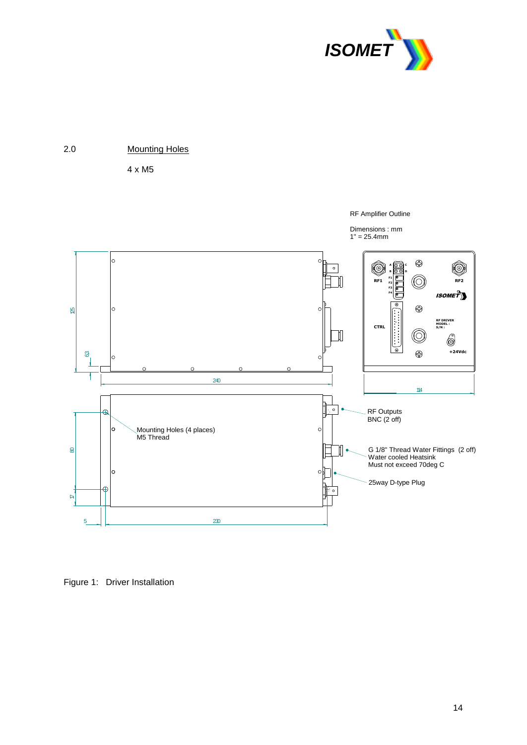## 2.0 Mounting Holes

4 x M5

RF Amplifier Outline

Dimensions : mm
1" = 25.4mm

125

63

240

114

RF1 RF2

CTRL

ISOMET

RF DRIVER
MODEL :
S/N :

+24Vdc

80

17

5

230

Mounting Holes (4 places)
M5 Thread

RF Outputs
BNC (2 off)

G 1/8" Thread Water Fittings (2 off)
Water cooled Heatsink
Must not exceed 70deg C

25way D-type Plug

Figure 1: Driver Installation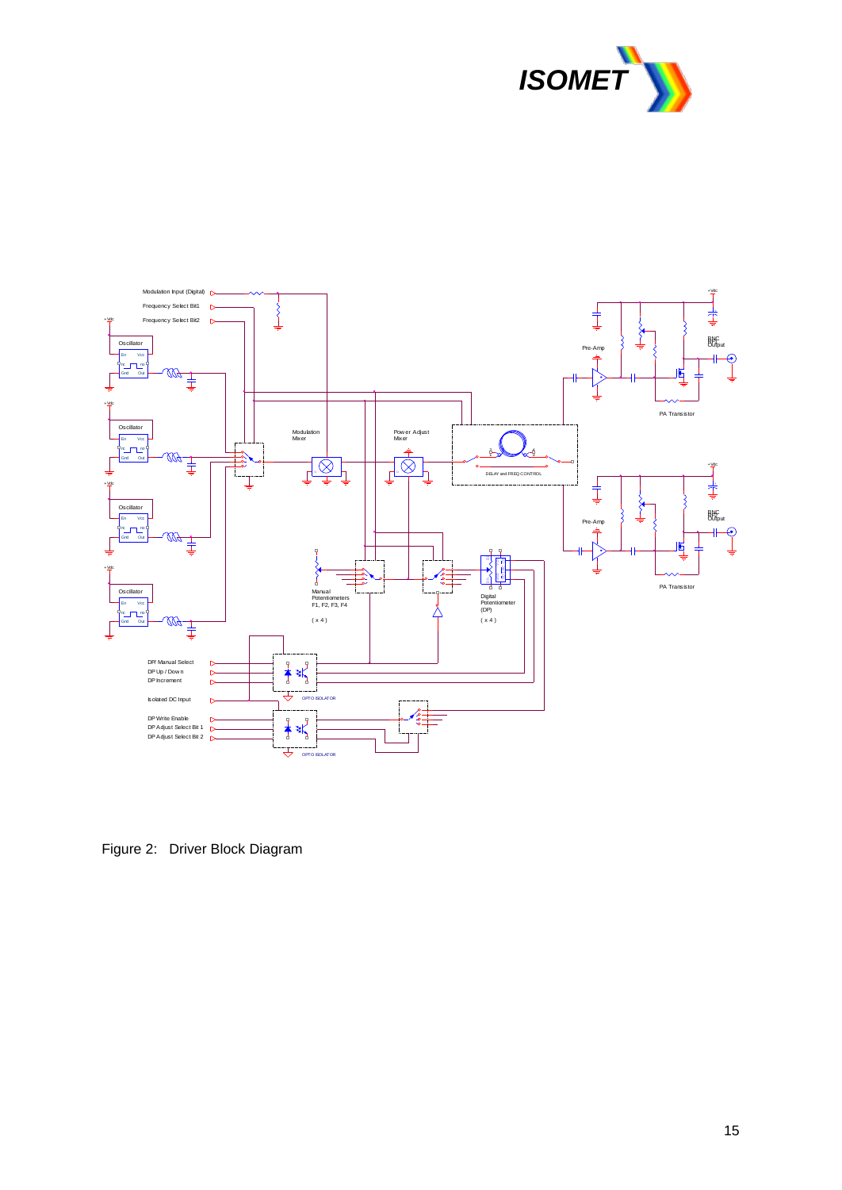Figure 2: Driver Block Diagram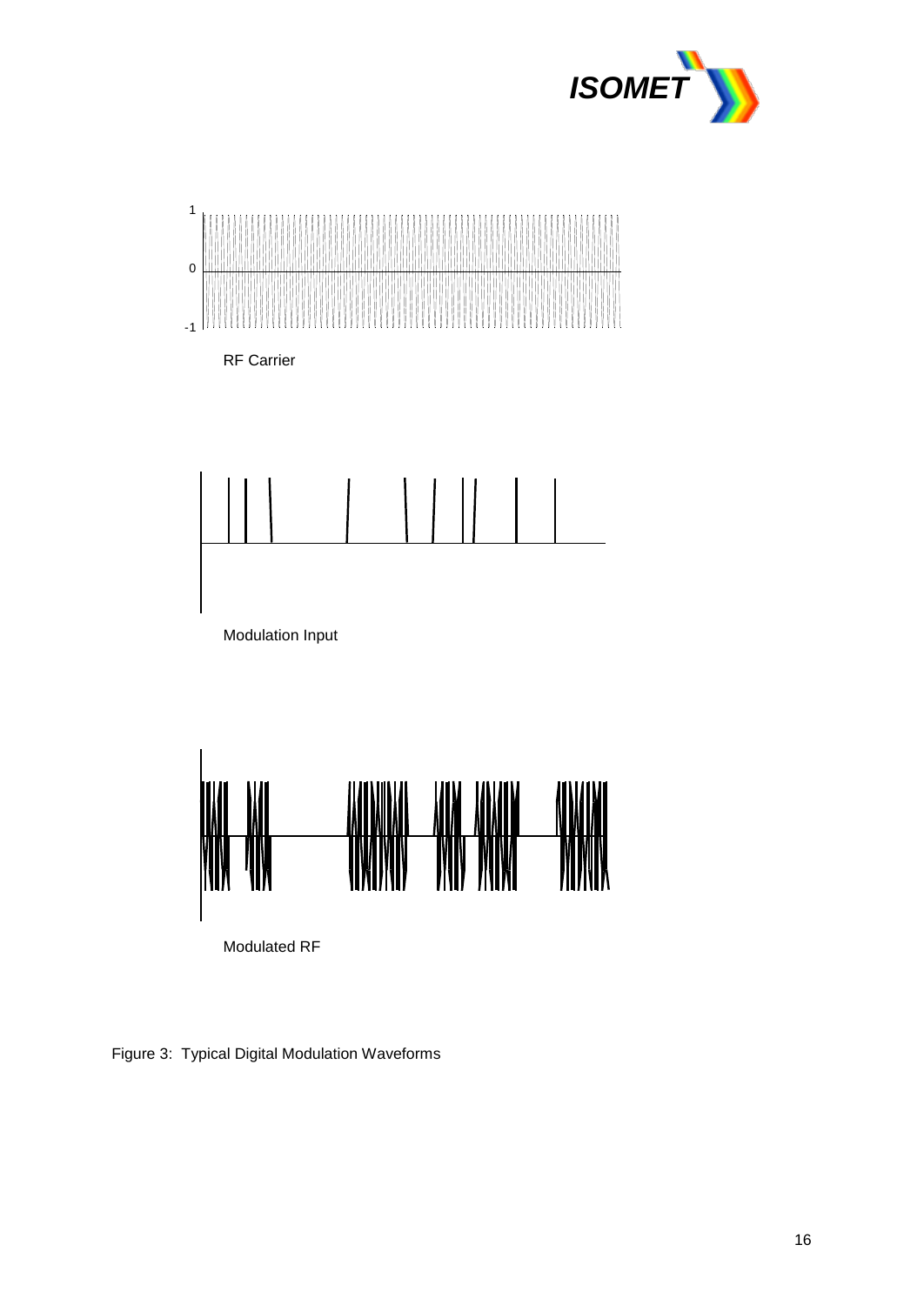1

0

-1

RF Carrier

Modulation Input

Modulated RF

Figure 3: Typical Digital Modulation Waveforms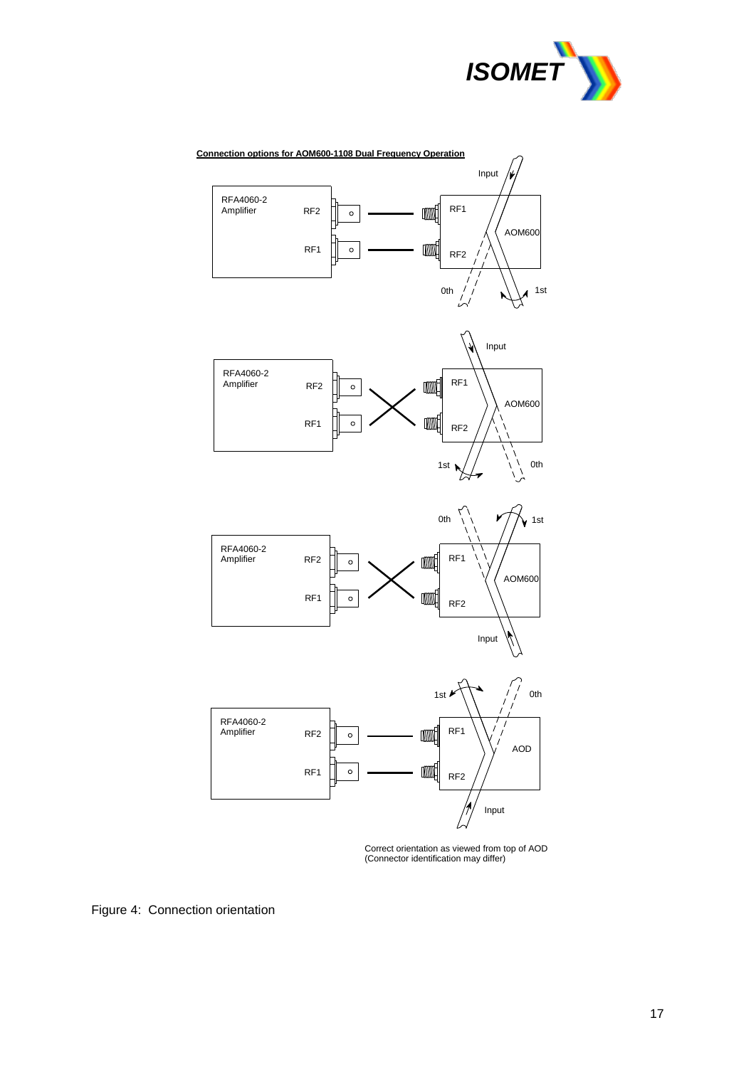**Connection options for AOM600-1108 Dual Frequency Operation**

RFA4060-2 Amplifier — RF2, RF1 — RF1, RF2 — AOM600 — Input — 0th — 1st

RFA4060-2 Amplifier — RF2, RF1 — RF1, RF2 — AOM600 — Input — 1st — 0th

RFA4060-2 Amplifier — RF2, RF1 — RF1, RF2 — AOM600 — 0th — 1st — Input

RFA4060-2 Amplifier — RF2, RF1 — RF1, RF2 — AOD — 1st — 0th — Input

Correct orientation as viewed from top of AOD
(Connector identification may differ)

Figure 4: Connection orientation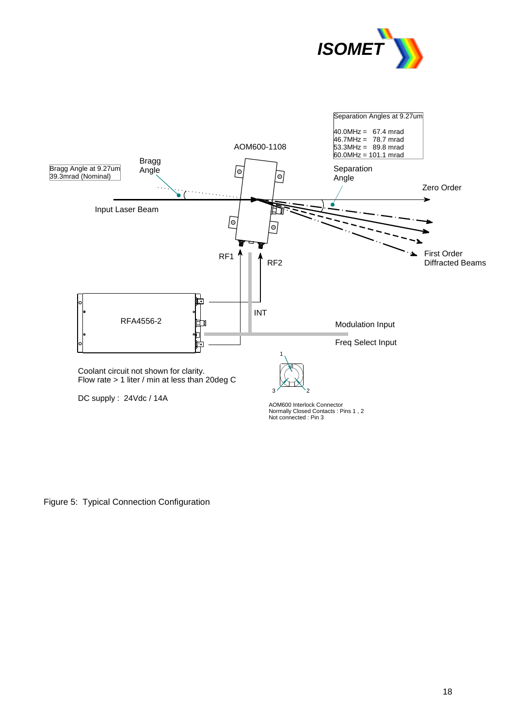Separation Angles at 9.27um

40.0MHz = 67.4 mrad
46.7MHz = 78.7 mrad
53.3MHz = 89.8 mrad
60.0MHz = 101.1 mrad

AOM600-1108

Bragg Angle at 9.27um
39.3mrad (Nominal)

Bragg Angle

Separation Angle

Zero Order

Input Laser Beam

First Order Diffracted Beams

RF1

RF2

RFA4556-2

INT

Modulation Input

Freq Select Input

Coolant circuit not shown for clarity.
Flow rate > 1 liter / min at less than 20deg C

DC supply : 24Vdc / 14A

AOM600 Interlock Connector
Normally Closed Contacts : Pins 1 , 2
Not connected : Pin 3

Figure 5: Typical Connection Configuration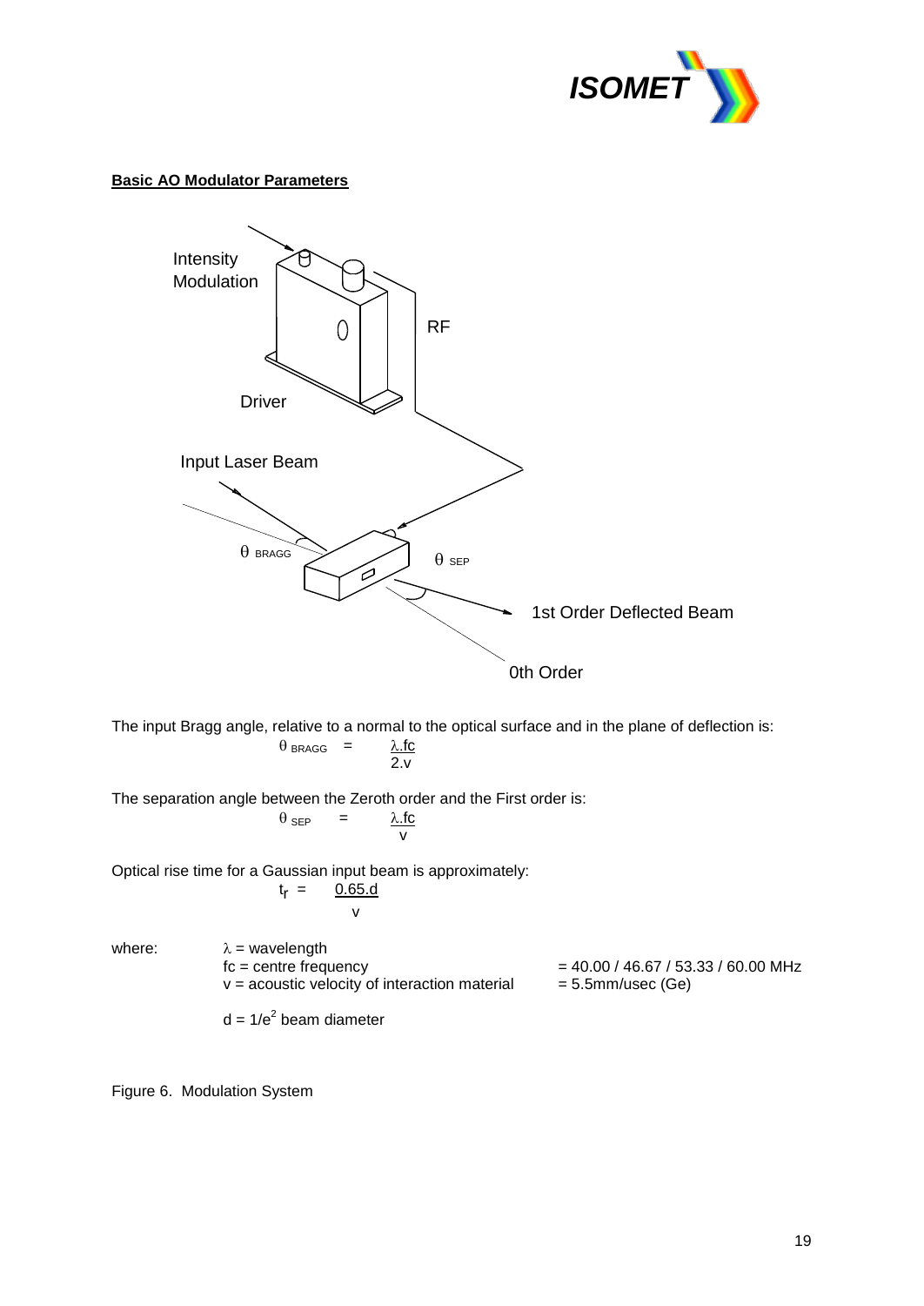**Basic AO Modulator Parameters**

Intensity Modulation

RF

Driver

Input Laser Beam

$\theta_{BRAGG}$

$\theta_{SEP}$

1st Order Deflected Beam

0th Order

The input Bragg angle, relative to a normal to the optical surface and in the plane of deflection is:

$$\theta_{BRAGG} = \frac{\lambda . fc}{2.v}$$

The separation angle between the Zeroth order and the First order is:

$$\theta_{SEP} = \frac{\lambda . fc}{v}$$

Optical rise time for a Gaussian input beam is approximately:

$$t_r = \frac{0.65.d}{v}$$

where:
- $\lambda$ = wavelength
- fc = centre frequency = 40.00 / 46.67 / 53.33 / 60.00 MHz
- v = acoustic velocity of interaction material = 5.5mm/usec (Ge)
- d = $1/e^2$ beam diameter

Figure 6. Modulation System